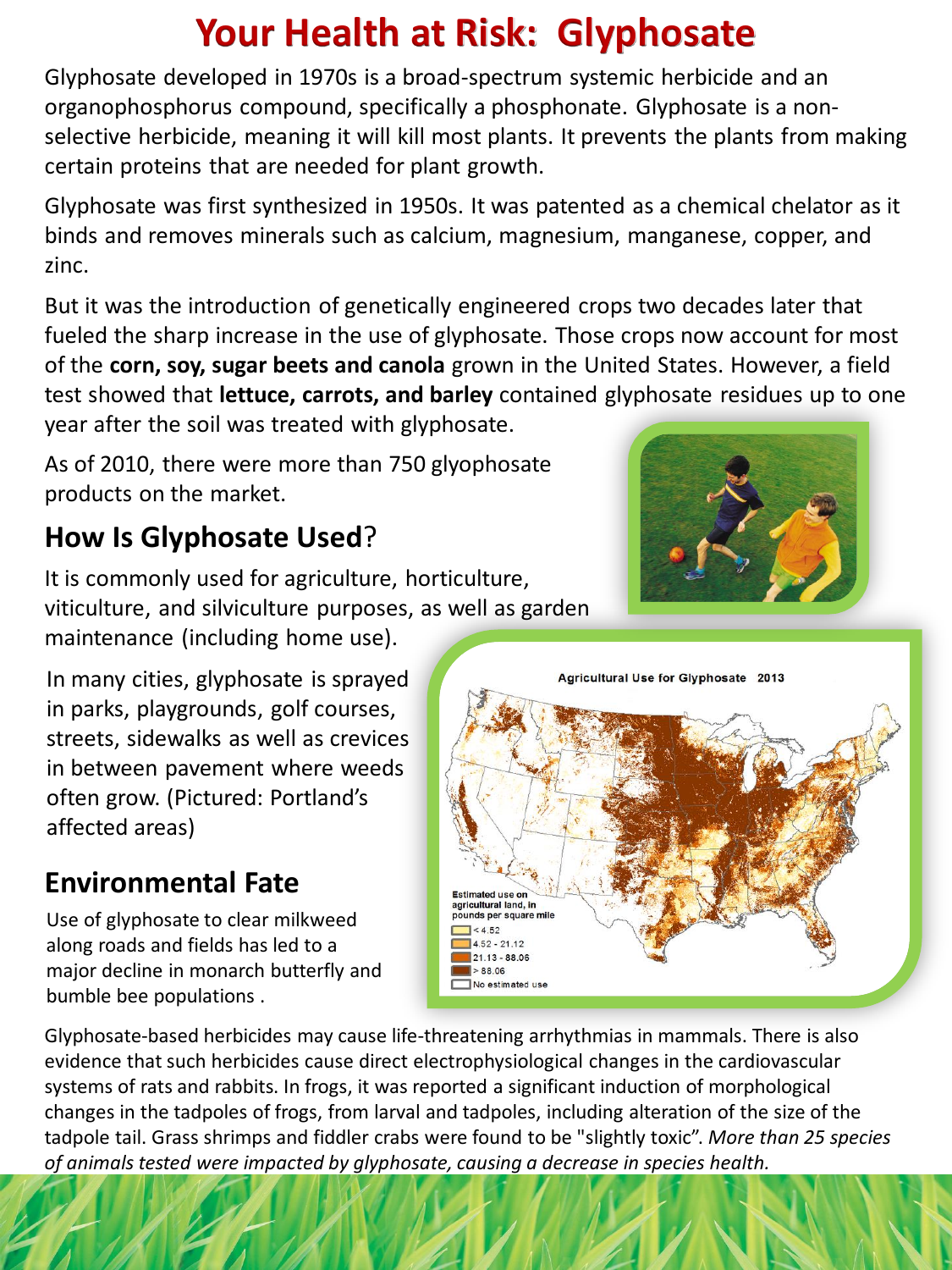# Your Health at Risk: Glyphosate

Glyphosate developed in 1970s is a broad-spectrum systemic herbicide and an organophosphorus compound, specifically a phosphonate. Glyphosate is a non-selective herbicide, meaning it will kill most plants. It prevents the plants from making certain proteins that are needed for plant growth.

Glyphosate was first synthesized in 1950s. It was patented as a chemical chelator as it binds and removes minerals such as calcium, magnesium, manganese, copper, and zinc.

But it was the introduction of genetically engineered crops two decades later that fueled the sharp increase in the use of glyphosate. Those crops now account for most of the **corn, soy, sugar beets and canola** grown in the United States. However, a field test showed that **lettuce, carrots, and barley** contained glyphosate residues up to one year after the soil was treated with glyphosate.

As of 2010, there were more than 750 glyophosate products on the market.

## How Is Glyphosate Used?

It is commonly used for agriculture, horticulture, viticulture, and silviculture purposes, as well as garden maintenance (including home use).

In many cities, glyphosate is sprayed in parks, playgrounds, golf courses, streets, sidewalks as well as crevices in between pavement where weeds often grow. (Pictured: Portland's affected areas)

Agricultural Use for Glyphosate 2013

Estimated use on agricultural land, in pounds per square mile
- < 4.52
- 4.52 - 21.12
- 21.13 - 88.06
- > 88.06
- No estimated use

## Environmental Fate

Use of glyphosate to clear milkweed along roads and fields has led to a major decline in monarch butterfly and bumble bee populations .

Glyphosate-based herbicides may cause life-threatening arrhythmias in mammals. There is also evidence that such herbicides cause direct electrophysiological changes in the cardiovascular systems of rats and rabbits. In frogs, it was reported a significant induction of morphological changes in the tadpoles of frogs, from larval and tadpoles, including alteration of the size of the tadpole tail. Grass shrimps and fiddler crabs were found to be "slightly toxic". *More than 25 species of animals tested were impacted by glyphosate, causing a decrease in species health.*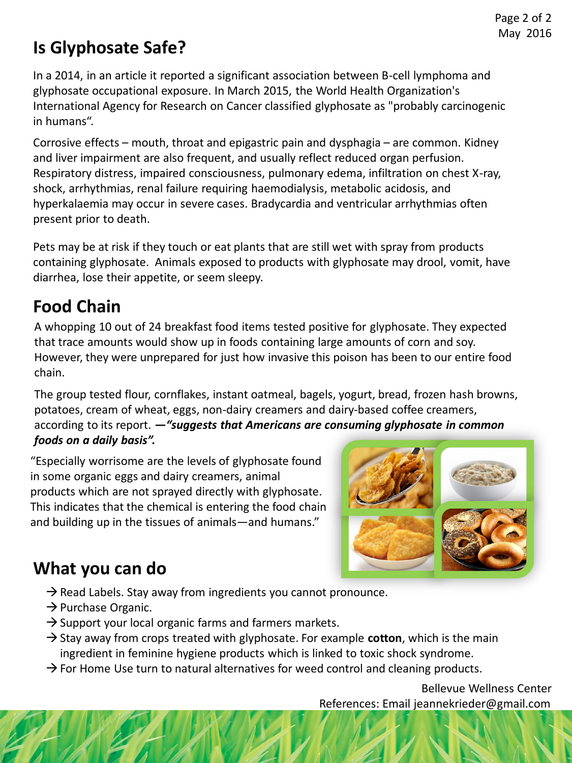## Is Glyphosate Safe?

In a 2014, in an article it reported a significant association between B-cell lymphoma and glyphosate occupational exposure. In March 2015, the World Health Organization's International Agency for Research on Cancer classified glyphosate as "probably carcinogenic in humans“.

Corrosive effects – mouth, throat and epigastric pain and dysphagia – are common. Kidney and liver impairment are also frequent, and usually reflect reduced organ perfusion. Respiratory distress, impaired consciousness, pulmonary edema, infiltration on chest X-ray, shock, arrhythmias, renal failure requiring haemodialysis, metabolic acidosis, and hyperkalaemia may occur in severe cases. Bradycardia and ventricular arrhythmias often present prior to death.

Pets may be at risk if they touch or eat plants that are still wet with spray from products containing glyphosate. Animals exposed to products with glyphosate may drool, vomit, have diarrhea, lose their appetite, or seem sleepy.

## Food Chain

A whopping 10 out of 24 breakfast food items tested positive for glyphosate. They expected that trace amounts would show up in foods containing large amounts of corn and soy. However, they were unprepared for just how invasive this poison has been to our entire food chain.

The group tested flour, cornflakes, instant oatmeal, bagels, yogurt, bread, frozen hash browns, potatoes, cream of wheat, eggs, non-dairy creamers and dairy-based coffee creamers, according to its report. ***—“suggests that Americans are consuming glyphosate in common foods on a daily basis”.***

“Especially worrisome are the levels of glyphosate found in some organic eggs and dairy creamers, animal products which are not sprayed directly with glyphosate. This indicates that the chemical is entering the food chain and building up in the tissues of animals—and humans.”

## What you can do

- → Read Labels. Stay away from ingredients you cannot pronounce.
- → Purchase Organic.
- → Support your local organic farms and farmers markets.
- → Stay away from crops treated with glyphosate. For example **cotton**, which is the main ingredient in feminine hygiene products which is linked to toxic shock syndrome.
- → For Home Use turn to natural alternatives for weed control and cleaning products.

Bellevue Wellness Center

References: Email jeannekrieder@gmail.com